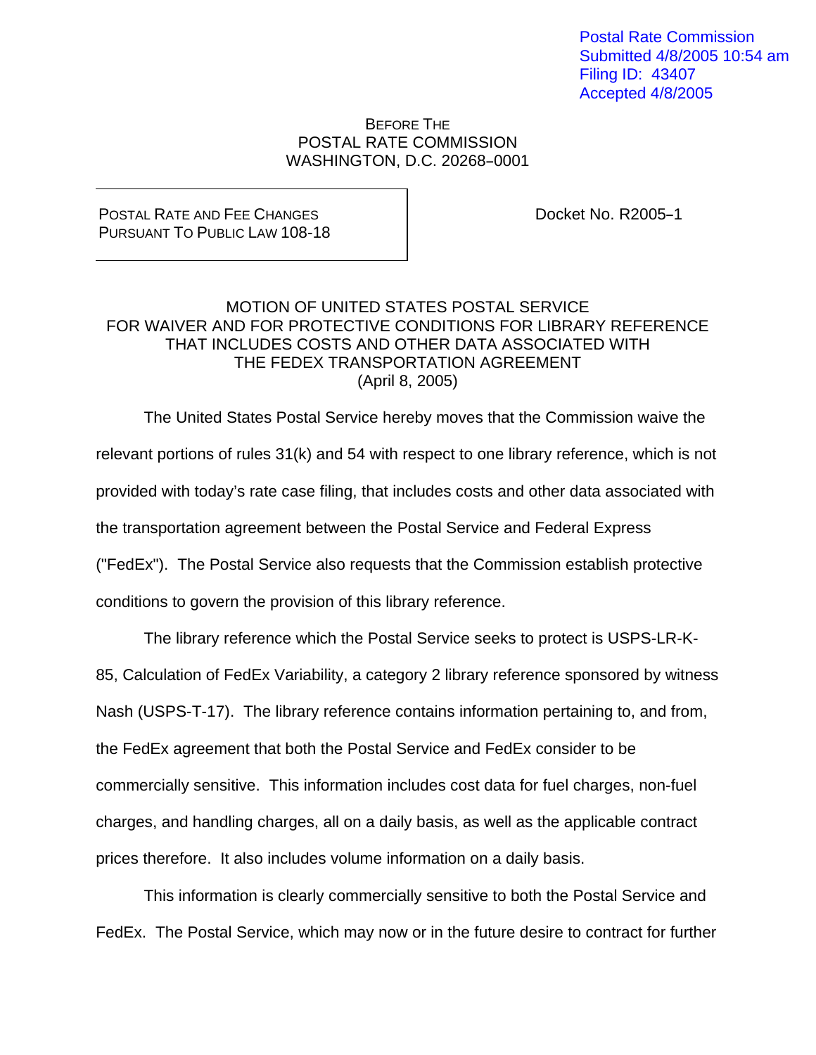Postal Rate Commission
Submitted 4/8/2005 10:54 am
Filing ID: 43407
Accepted 4/8/2005

BEFORE THE
POSTAL RATE COMMISSION
WASHINGTON, D.C. 20268–0001

POSTAL RATE AND FEE CHANGES
PURSUANT TO PUBLIC LAW 108-18

Docket No. R2005–1

MOTION OF UNITED STATES POSTAL SERVICE
FOR WAIVER AND FOR PROTECTIVE CONDITIONS FOR LIBRARY REFERENCE
THAT INCLUDES COSTS AND OTHER DATA ASSOCIATED WITH
THE FEDEX TRANSPORTATION AGREEMENT
(April 8, 2005)

The United States Postal Service hereby moves that the Commission waive the relevant portions of rules 31(k) and 54 with respect to one library reference, which is not provided with today's rate case filing, that includes costs and other data associated with the transportation agreement between the Postal Service and Federal Express ("FedEx"). The Postal Service also requests that the Commission establish protective conditions to govern the provision of this library reference.

The library reference which the Postal Service seeks to protect is USPS-LR-K-85, Calculation of FedEx Variability, a category 2 library reference sponsored by witness Nash (USPS-T-17). The library reference contains information pertaining to, and from, the FedEx agreement that both the Postal Service and FedEx consider to be commercially sensitive. This information includes cost data for fuel charges, non-fuel charges, and handling charges, all on a daily basis, as well as the applicable contract prices therefore. It also includes volume information on a daily basis.

This information is clearly commercially sensitive to both the Postal Service and FedEx. The Postal Service, which may now or in the future desire to contract for further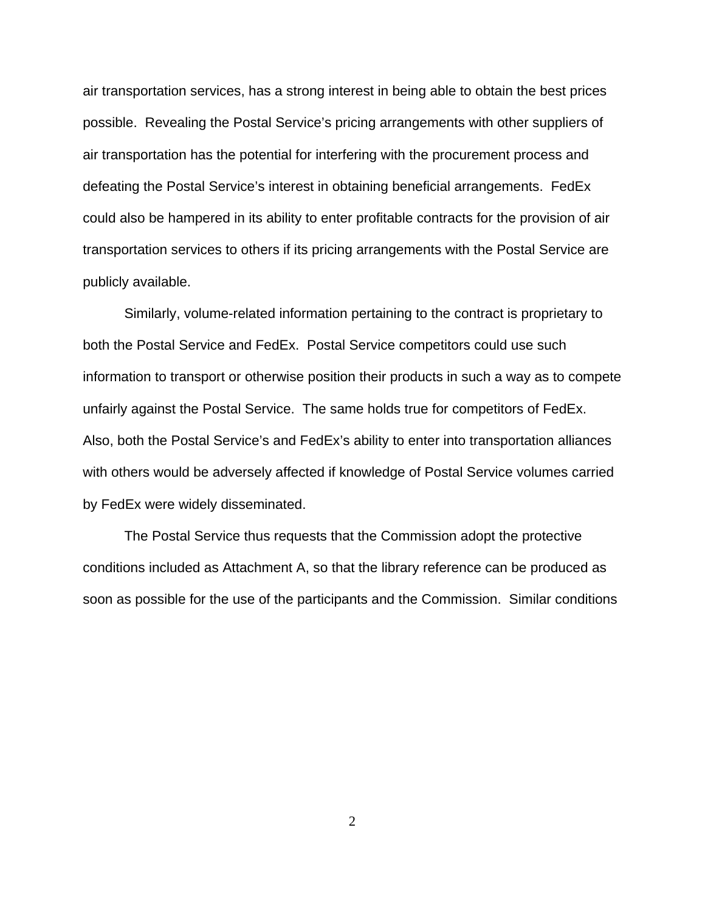air transportation services, has a strong interest in being able to obtain the best prices possible. Revealing the Postal Service's pricing arrangements with other suppliers of air transportation has the potential for interfering with the procurement process and defeating the Postal Service's interest in obtaining beneficial arrangements. FedEx could also be hampered in its ability to enter profitable contracts for the provision of air transportation services to others if its pricing arrangements with the Postal Service are publicly available.

Similarly, volume-related information pertaining to the contract is proprietary to both the Postal Service and FedEx. Postal Service competitors could use such information to transport or otherwise position their products in such a way as to compete unfairly against the Postal Service. The same holds true for competitors of FedEx. Also, both the Postal Service's and FedEx's ability to enter into transportation alliances with others would be adversely affected if knowledge of Postal Service volumes carried by FedEx were widely disseminated.

The Postal Service thus requests that the Commission adopt the protective conditions included as Attachment A, so that the library reference can be produced as soon as possible for the use of the participants and the Commission. Similar conditions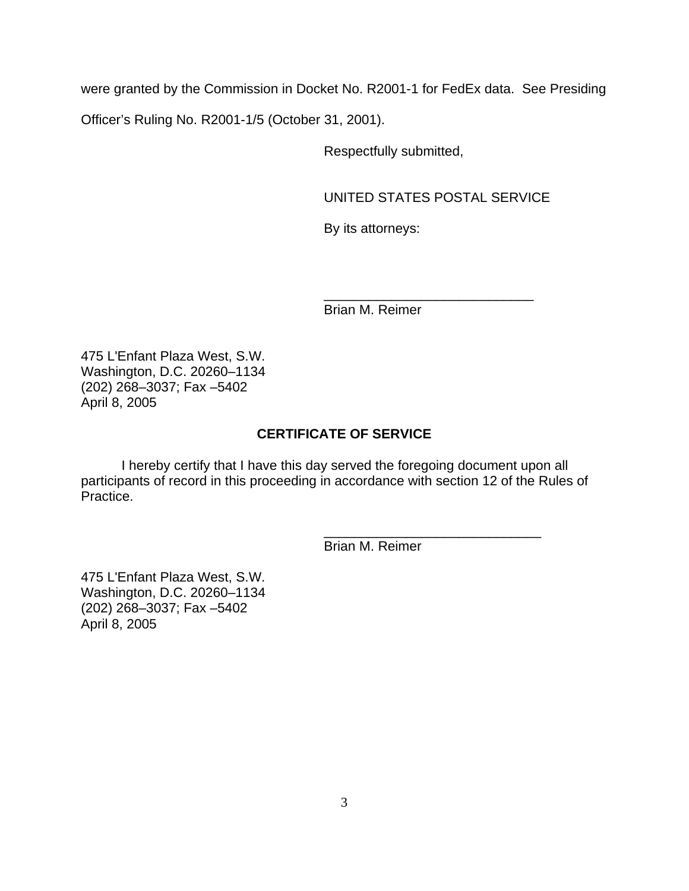were granted by the Commission in Docket No. R2001-1 for FedEx data. See Presiding Officer's Ruling No. R2001-1/5 (October 31, 2001).

Respectfully submitted,

UNITED STATES POSTAL SERVICE

By its attorneys:

_____________________________
Brian M. Reimer

475 L'Enfant Plaza West, S.W.
Washington, D.C. 20260–1134
(202) 268–3037; Fax –5402
April 8, 2005

**CERTIFICATE OF SERVICE**

I hereby certify that I have this day served the foregoing document upon all participants of record in this proceeding in accordance with section 12 of the Rules of Practice.

______________________________
Brian M. Reimer

475 L'Enfant Plaza West, S.W.
Washington, D.C. 20260–1134
(202) 268–3037; Fax –5402
April 8, 2005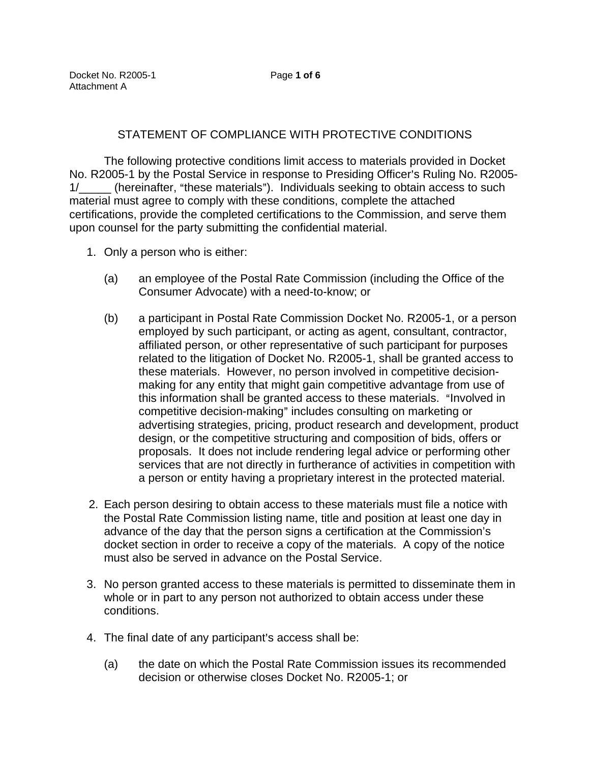Docket No. R2005-1
Attachment A

## STATEMENT OF COMPLIANCE WITH PROTECTIVE CONDITIONS

The following protective conditions limit access to materials provided in Docket No. R2005-1 by the Postal Service in response to Presiding Officer's Ruling No. R2005-1/_____ (hereinafter, "these materials"). Individuals seeking to obtain access to such material must agree to comply with these conditions, complete the attached certifications, provide the completed certifications to the Commission, and serve them upon counsel for the party submitting the confidential material.

1. Only a person who is either:

   (a) an employee of the Postal Rate Commission (including the Office of the Consumer Advocate) with a need-to-know; or

   (b) a participant in Postal Rate Commission Docket No. R2005-1, or a person employed by such participant, or acting as agent, consultant, contractor, affiliated person, or other representative of such participant for purposes related to the litigation of Docket No. R2005-1, shall be granted access to these materials. However, no person involved in competitive decision-making for any entity that might gain competitive advantage from use of this information shall be granted access to these materials. "Involved in competitive decision-making" includes consulting on marketing or advertising strategies, pricing, product research and development, product design, or the competitive structuring and composition of bids, offers or proposals. It does not include rendering legal advice or performing other services that are not directly in furtherance of activities in competition with a person or entity having a proprietary interest in the protected material.

2. Each person desiring to obtain access to these materials must file a notice with the Postal Rate Commission listing name, title and position at least one day in advance of the day that the person signs a certification at the Commission's docket section in order to receive a copy of the materials. A copy of the notice must also be served in advance on the Postal Service.

3. No person granted access to these materials is permitted to disseminate them in whole or in part to any person not authorized to obtain access under these conditions.

4. The final date of any participant's access shall be:

   (a) the date on which the Postal Rate Commission issues its recommended decision or otherwise closes Docket No. R2005-1; or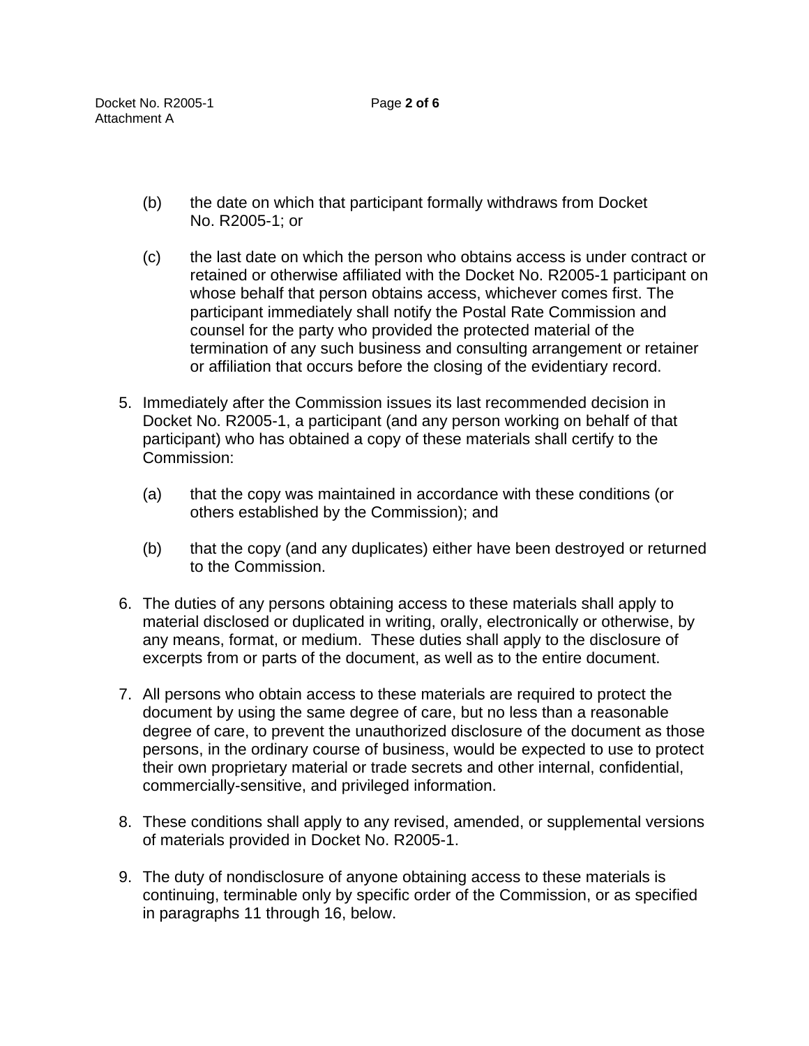(b) the date on which that participant formally withdraws from Docket No. R2005-1; or

(c) the last date on which the person who obtains access is under contract or retained or otherwise affiliated with the Docket No. R2005-1 participant on whose behalf that person obtains access, whichever comes first. The participant immediately shall notify the Postal Rate Commission and counsel for the party who provided the protected material of the termination of any such business and consulting arrangement or retainer or affiliation that occurs before the closing of the evidentiary record.

5. Immediately after the Commission issues its last recommended decision in Docket No. R2005-1, a participant (and any person working on behalf of that participant) who has obtained a copy of these materials shall certify to the Commission:

   (a) that the copy was maintained in accordance with these conditions (or others established by the Commission); and

   (b) that the copy (and any duplicates) either have been destroyed or returned to the Commission.

6. The duties of any persons obtaining access to these materials shall apply to material disclosed or duplicated in writing, orally, electronically or otherwise, by any means, format, or medium. These duties shall apply to the disclosure of excerpts from or parts of the document, as well as to the entire document.

7. All persons who obtain access to these materials are required to protect the document by using the same degree of care, but no less than a reasonable degree of care, to prevent the unauthorized disclosure of the document as those persons, in the ordinary course of business, would be expected to use to protect their own proprietary material or trade secrets and other internal, confidential, commercially-sensitive, and privileged information.

8. These conditions shall apply to any revised, amended, or supplemental versions of materials provided in Docket No. R2005-1.

9. The duty of nondisclosure of anyone obtaining access to these materials is continuing, terminable only by specific order of the Commission, or as specified in paragraphs 11 through 16, below.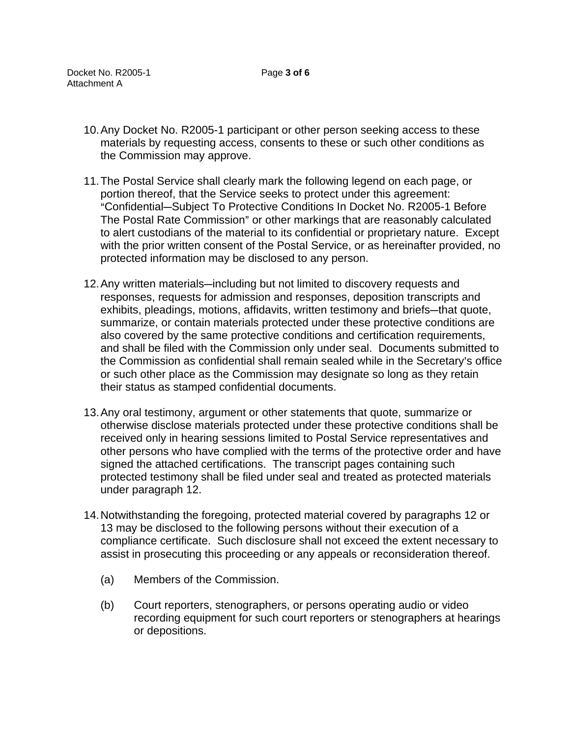10. Any Docket No. R2005-1 participant or other person seeking access to these materials by requesting access, consents to these or such other conditions as the Commission may approve.

11. The Postal Service shall clearly mark the following legend on each page, or portion thereof, that the Service seeks to protect under this agreement: "Confidential—Subject To Protective Conditions In Docket No. R2005-1 Before The Postal Rate Commission" or other markings that are reasonably calculated to alert custodians of the material to its confidential or proprietary nature. Except with the prior written consent of the Postal Service, or as hereinafter provided, no protected information may be disclosed to any person.

12. Any written materials—including but not limited to discovery requests and responses, requests for admission and responses, deposition transcripts and exhibits, pleadings, motions, affidavits, written testimony and briefs—that quote, summarize, or contain materials protected under these protective conditions are also covered by the same protective conditions and certification requirements, and shall be filed with the Commission only under seal. Documents submitted to the Commission as confidential shall remain sealed while in the Secretary's office or such other place as the Commission may designate so long as they retain their status as stamped confidential documents.

13. Any oral testimony, argument or other statements that quote, summarize or otherwise disclose materials protected under these protective conditions shall be received only in hearing sessions limited to Postal Service representatives and other persons who have complied with the terms of the protective order and have signed the attached certifications. The transcript pages containing such protected testimony shall be filed under seal and treated as protected materials under paragraph 12.

14. Notwithstanding the foregoing, protected material covered by paragraphs 12 or 13 may be disclosed to the following persons without their execution of a compliance certificate. Such disclosure shall not exceed the extent necessary to assist in prosecuting this proceeding or any appeals or reconsideration thereof.

    (a) Members of the Commission.

    (b) Court reporters, stenographers, or persons operating audio or video recording equipment for such court reporters or stenographers at hearings or depositions.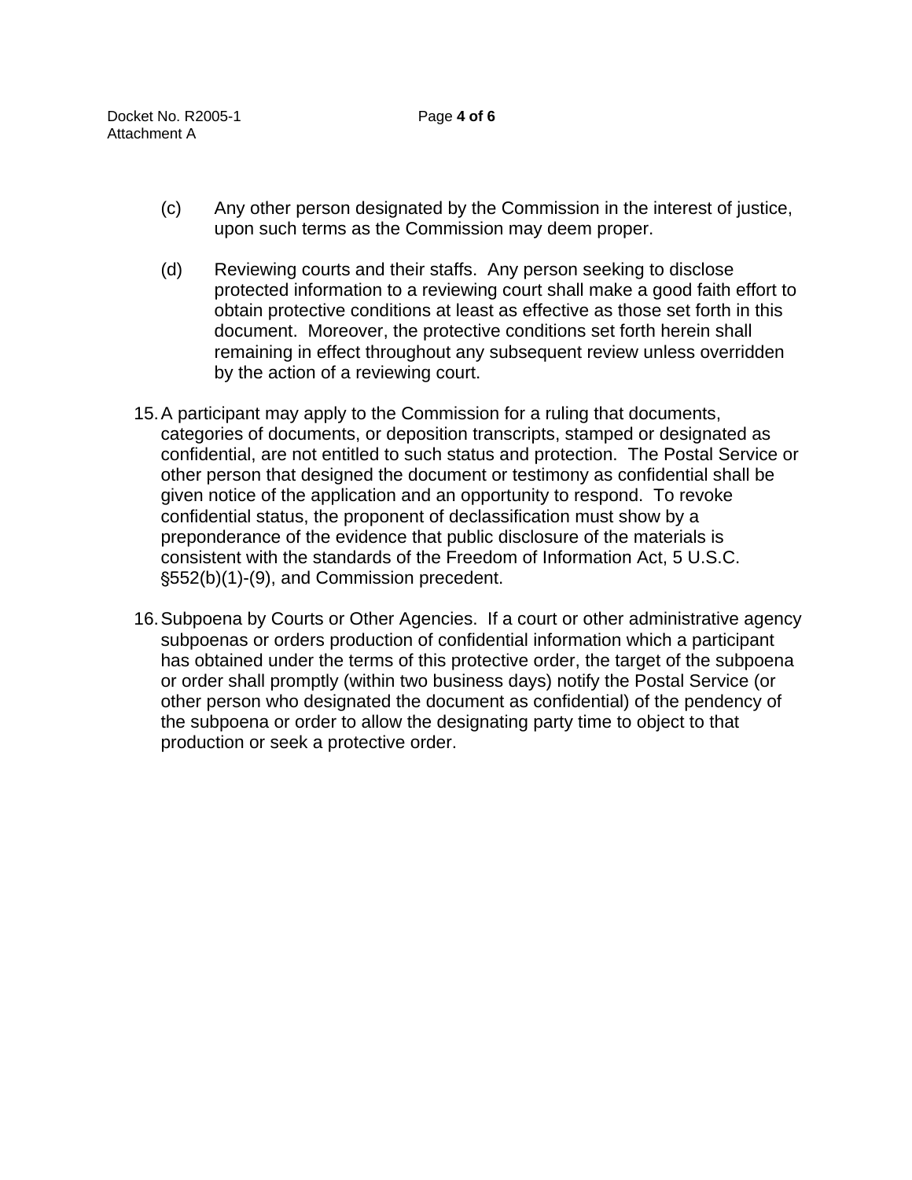(c) Any other person designated by the Commission in the interest of justice, upon such terms as the Commission may deem proper.

(d) Reviewing courts and their staffs. Any person seeking to disclose protected information to a reviewing court shall make a good faith effort to obtain protective conditions at least as effective as those set forth in this document. Moreover, the protective conditions set forth herein shall remaining in effect throughout any subsequent review unless overridden by the action of a reviewing court.

15. A participant may apply to the Commission for a ruling that documents, categories of documents, or deposition transcripts, stamped or designated as confidential, are not entitled to such status and protection. The Postal Service or other person that designed the document or testimony as confidential shall be given notice of the application and an opportunity to respond. To revoke confidential status, the proponent of declassification must show by a preponderance of the evidence that public disclosure of the materials is consistent with the standards of the Freedom of Information Act, 5 U.S.C. §552(b)(1)-(9), and Commission precedent.

16. Subpoena by Courts or Other Agencies. If a court or other administrative agency subpoenas or orders production of confidential information which a participant has obtained under the terms of this protective order, the target of the subpoena or order shall promptly (within two business days) notify the Postal Service (or other person who designated the document as confidential) of the pendency of the subpoena or order to allow the designating party time to object to that production or seek a protective order.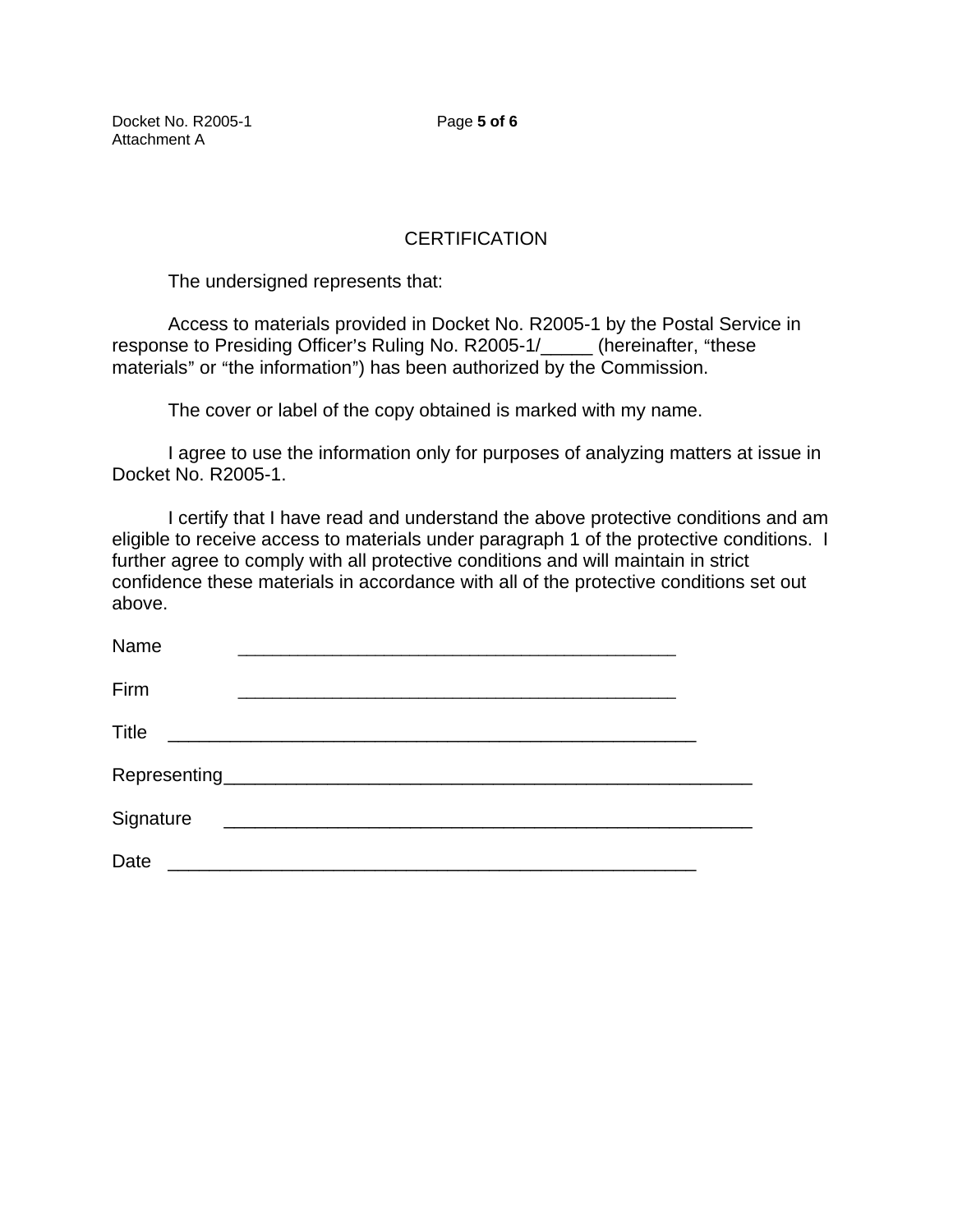# CERTIFICATION

The undersigned represents that:

Access to materials provided in Docket No. R2005-1 by the Postal Service in response to Presiding Officer's Ruling No. R2005-1/_____ (hereinafter, "these materials" or "the information") has been authorized by the Commission.

The cover or label of the copy obtained is marked with my name.

I agree to use the information only for purposes of analyzing matters at issue in Docket No. R2005-1.

I certify that I have read and understand the above protective conditions and am eligible to receive access to materials under paragraph 1 of the protective conditions. I further agree to comply with all protective conditions and will maintain in strict confidence these materials in accordance with all of the protective conditions set out above.

Name _____________________________________________

Firm _____________________________________________

Title _____________________________________________________

Representing_____________________________________________________

Signature _____________________________________________________

Date _____________________________________________________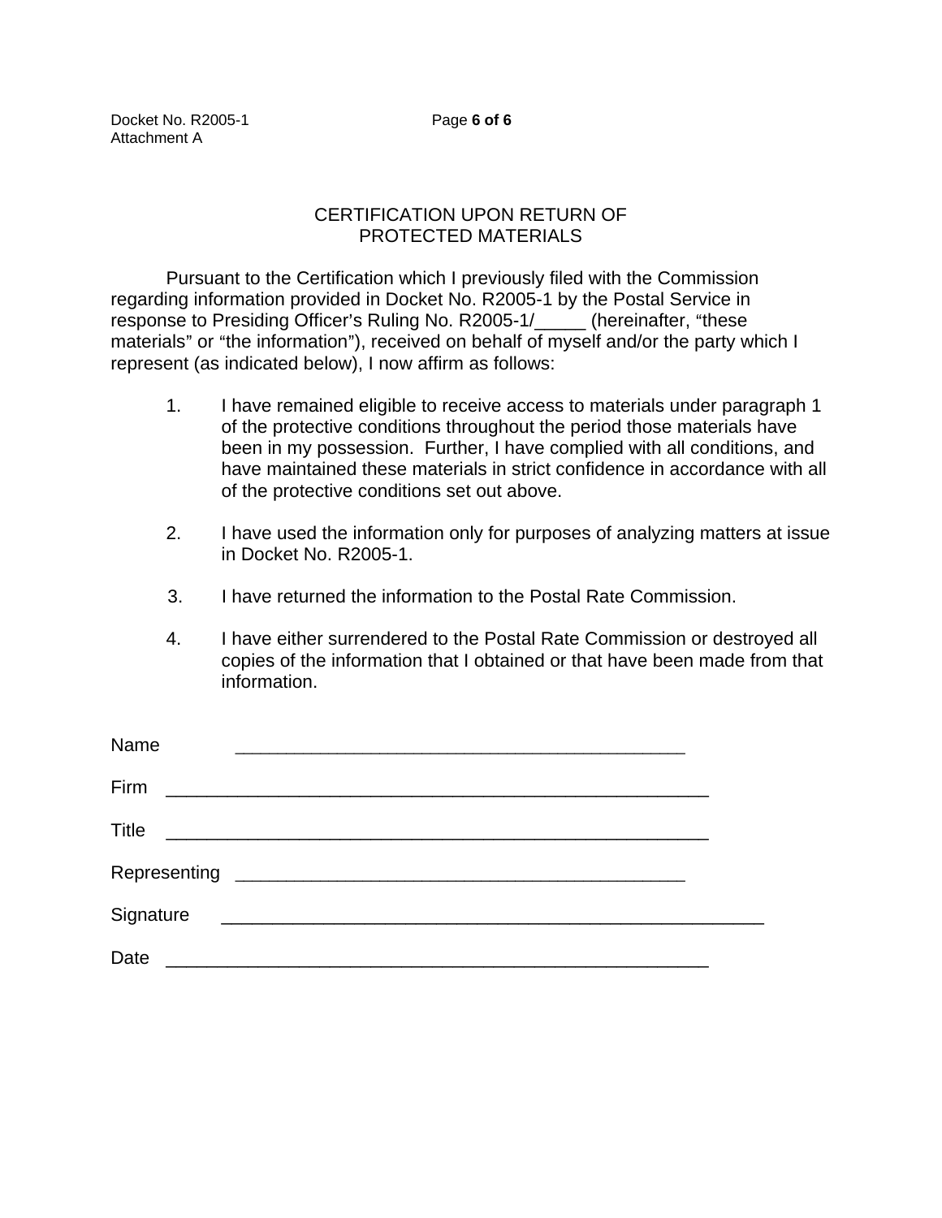Docket No. R2005-1
Attachment A

## CERTIFICATION UPON RETURN OF PROTECTED MATERIALS

Pursuant to the Certification which I previously filed with the Commission regarding information provided in Docket No. R2005-1 by the Postal Service in response to Presiding Officer's Ruling No. R2005-1/_____ (hereinafter, "these materials" or "the information"), received on behalf of myself and/or the party which I represent (as indicated below), I now affirm as follows:

1. I have remained eligible to receive access to materials under paragraph 1 of the protective conditions throughout the period those materials have been in my possession. Further, I have complied with all conditions, and have maintained these materials in strict confidence in accordance with all of the protective conditions set out above.

2. I have used the information only for purposes of analyzing matters at issue in Docket No. R2005-1.

3. I have returned the information to the Postal Rate Commission.

4. I have either surrendered to the Postal Rate Commission or destroyed all copies of the information that I obtained or that have been made from that information.

Name _____________________________________________

Firm _____________________________________________

Title _____________________________________________

Representing _____________________________________________

Signature _____________________________________________

Date _____________________________________________